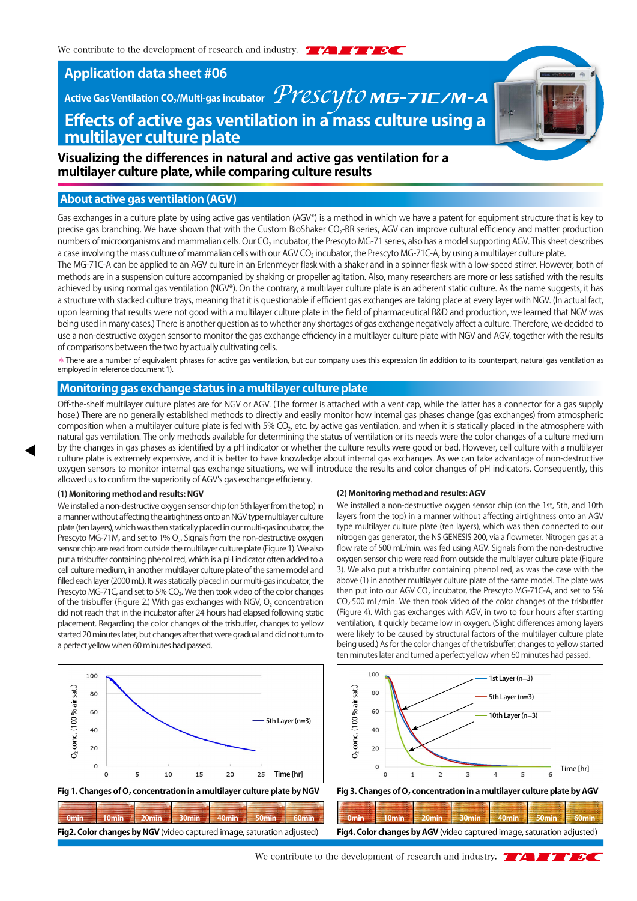We contribute to the development of research and industry. TAITEC

# Application data sheet #06

**Active Gas Ventilation $CO_2$/Multi-gas incubator** *Prescyto* **MG-71C/M-A**

# Effects of active gas ventilation in a mass culture using a multilayer culture plate

## Visualizing the differences in natural and active gas ventilation for a multilayer culture plate, while comparing culture results

## About active gas ventilation (AGV)

Gas exchanges in a culture plate by using active gas ventilation (AGV*) is a method in which we have a patent for equipment structure that is key to precise gas branching. We have shown that with the Custom BioShaker $CO_2$-BR series, AGV can improve cultural efficiency and matter production numbers of microorganisms and mammalian cells. Our $CO_2$ incubator, the Prescyto MG-71 series, also has a model supporting AGV. This sheet describes a case involving the mass culture of mammalian cells with our AGV $CO_2$ incubator, the Prescyto MG-71C-A, by using a multilayer culture plate.

The MG-71C-A can be applied to an AGV culture in an Erlenmeyer flask with a shaker and in a spinner flask with a low-speed stirrer. However, both of methods are in a suspension culture accompanied by shaking or propeller agitation. Also, many researchers are more or less satisfied with the results achieved by using normal gas ventilation (NGV*). On the contrary, a multilayer culture plate is an adherent static culture. As the name suggests, it has a structure with stacked culture trays, meaning that it is questionable if efficient gas exchanges are taking place at every layer with NGV. (In actual fact, upon learning that results were not good with a multilayer culture plate in the field of pharmaceutical R&D and production, we learned that NGV was being used in many cases.) There is another question as to whether any shortages of gas exchange negatively affect a culture. Therefore, we decided to use a non-destructive oxygen sensor to monitor the gas exchange efficiency in a multilayer culture plate with NGV and AGV, together with the results of comparisons between the two by actually cultivating cells.

* There are a number of equivalent phrases for active gas ventilation, but our company uses this expression (in addition to its counterpart, natural gas ventilation as employed in reference document 1).

## Monitoring gas exchange status in a multilayer culture plate

Off-the-shelf multilayer culture plates are for NGV or AGV. (The former is attached with a vent cap, while the latter has a connector for a gas supply hose.) There are no generally established methods to directly and easily monitor how internal gas phases change (gas exchanges) from atmospheric composition when a multilayer culture plate is fed with 5% $CO_2$, etc. by active gas ventilation, and when it is statically placed in the atmosphere with natural gas ventilation. The only methods available for determining the status of ventilation or its needs were the color changes of a culture medium by the changes in gas phases as identified by a pH indicator or whether the culture results were good or bad. However, cell culture with a multilayer culture plate is extremely expensive, and it is better to have knowledge about internal gas exchanges. As we can take advantage of non-destructive oxygen sensors to monitor internal gas exchange situations, we will introduce the results and color changes of pH indicators. Consequently, this allowed us to confirm the superiority of AGV's gas exchange efficiency.

### (1) Monitoring method and results: NGV

We installed a non-destructive oxygen sensor chip (on 5th layer from the top) in a manner without affecting the airtightness onto an NGV type multilayer culture plate (ten layers), which was then statically placed in our multi-gas incubator, the Prescyto MG-71M, and set to 1% $O_2$. Signals from the non-destructive oxygen sensor chip are read from outside the multilayer culture plate (Figure 1). We also put a trisbuffer containing phenol red, which is a pH indicator often added to a cell culture medium, in another multilayer culture plate of the same model and filled each layer (2000 mL). It was statically placed in our multi-gas incubator, the Prescyto MG-71C, and set to 5% $CO_2$. We then took video of the color changes of the trisbuffer (Figure 2.) With gas exchanges with NGV, $O_2$ concentration did not reach that in the incubator after 24 hours had elapsed following static placement. Regarding the color changes of the trisbuffer, changes to yellow started 20 minutes later, but changes after that were gradual and did not turn to a perfect yellow when 60 minutes had passed.

### (2) Monitoring method and results: AGV

We installed a non-destructive oxygen sensor chip (on the 1st, 5th, and 10th layers from the top) in a manner without affecting airtightness onto an AGV type multilayer culture plate (ten layers), which was then connected to our nitrogen gas generator, the NS GENESIS 200, via a flowmeter. Nitrogen gas at a flow rate of 500 mL/min. was fed using AGV. Signals from the non-destructive oxygen sensor chip were read from outside the multilayer culture plate (Figure 3). We also put a trisbuffer containing phenol red, as was the case with the above (1) in another multilayer culture plate of the same model. The plate was then put into our AGV $CO_2$ incubator, the Prescyto MG-71C-A, and set to 5% $CO_2$:500 mL/min. We then took video of the color changes of the trisbuffer (Figure 4). With gas exchanges with AGV, in two to four hours after starting ventilation, it quickly became low in oxygen. (Slight differences among layers were likely to be caused by structural factors of the multilayer culture plate being used.) As for the color changes of the trisbuffer, changes to yellow started ten minutes later and turned a perfect yellow when 60 minutes had passed.

**Fig 1. Changes of $O_2$ concentration in a multilayer culture plate by NGV**

**Fig 3. Changes of $O_2$ concentration in a multilayer culture plate by AGV**

0min 10min 20min 30min 40min 50min 60min

**Fig2. Color changes by NGV** (video captured image, saturation adjusted)

0min 10min 20min 30min 40min 50min 60min

**Fig4. Color changes by AGV** (video captured image, saturation adjusted)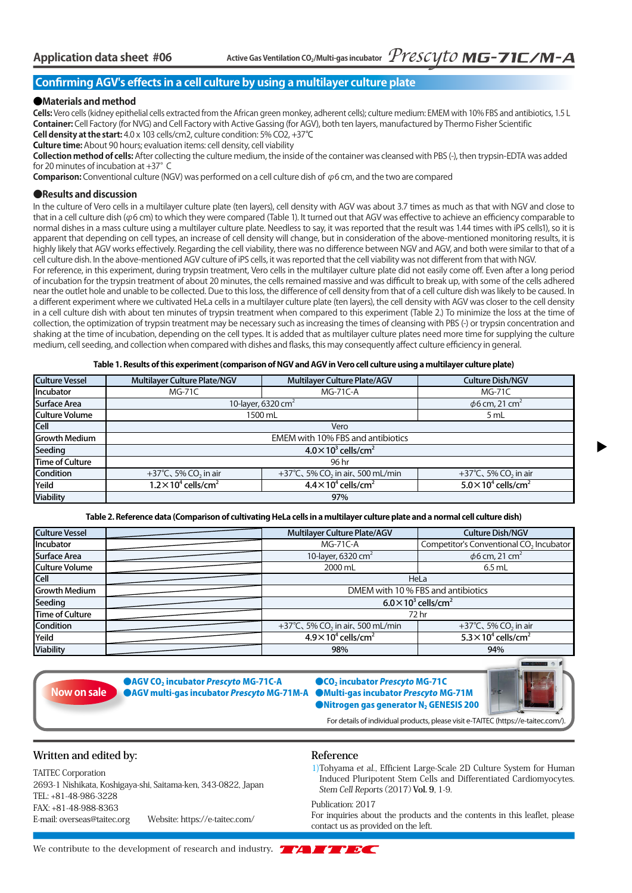Application data sheet #06

Active Gas Ventilation $CO_2$/Multi-gas incubator *Prescyto* MG-71C/M-A

## Confirming AGV's effects in a cell culture by using a multilayer culture plate

### ●Materials and method

**Cells:** Vero cells (kidney epithelial cells extracted from the African green monkey, adherent cells); culture medium: EMEM with 10% FBS and antibiotics, 1.5 L
**Container:** Cell Factory (for NVG) and Cell Factory with Active Gassing (for AGV), both ten layers, manufactured by Thermo Fisher Scientific
**Cell density at the start:** 4.0 x 103 cells/cm2, culture condition: 5% CO2, +37°C
**Culture time:** About 90 hours; evaluation items: cell density, cell viability
**Collection method of cells:** After collecting the culture medium, the inside of the container was cleansed with PBS (-), then trypsin-EDTA was added for 20 minutes of incubation at +37° C
**Comparison:** Conventional culture (NGV) was performed on a cell culture dish of φ6 cm, and the two are compared

### ●Results and discussion

In the culture of Vero cells in a multilayer culture plate (ten layers), cell density with AGV was about 3.7 times as much as that with NGV and close to that in a cell culture dish (φ6 cm) to which they were compared (Table 1). It turned out that AGV was effective to achieve an efficiency comparable to normal dishes in a mass culture using a multilayer culture plate. Needless to say, it was reported that the result was 1.44 times with iPS cells1), so it is apparent that depending on cell types, an increase of cell density will change, but in consideration of the above-mentioned monitoring results, it is highly likely that AGV works effectively. Regarding the cell viability, there was no difference between NGV and AGV, and both were similar to that of a cell culture dish. In the above-mentioned AGV culture of iPS cells, it was reported that the cell viability was not different from that with NGV.
For reference, in this experiment, during trypsin treatment, Vero cells in the multilayer culture plate did not easily come off. Even after a long period of incubation for the trypsin treatment of about 20 minutes, the cells remained massive and was difficult to break up, with some of the cells adhered near the outlet hole and unable to be collected. Due to this loss, the difference of cell density from that of a cell culture dish was likely to be caused. In a different experiment where we cultivated HeLa cells in a multilayer culture plate (ten layers), the cell density with AGV was closer to the cell density in a cell culture dish with about ten minutes of trypsin treatment when compared to this experiment (Table 2.) To minimize the loss at the time of collection, the optimization of trypsin treatment may be necessary such as increasing the times of cleansing with PBS (-) or trypsin concentration and shaking at the time of incubation, depending on the cell types. It is added that as multilayer culture plates need more time for supplying the culture medium, cell seeding, and collection when compared with dishes and flasks, this may consequently affect culture efficiency in general.

**Table 1. Results of this experiment (comparison of NGV and AGV in Vero cell culture using a multilayer culture plate)**

| Culture Vessel | Multilayer Culture Plate/NGV | Multilayer Culture Plate/AGV | Culture Dish/NGV |
|---|---|---|---|
| Incubator | MG-71C | MG-71C-A | MG-71C |
| Surface Area | 10-layer, 6320 $cm^2$ | | φ6 cm, 21 $cm^2$ |
| Culture Volume | 1500 mL | | 5 mL |
| Cell | Vero | | |
| Growth Medium | EMEM with 10% FBS and antibiotics | | |
| Seeding | $4.0\times10^3$ cells/$cm^2$ | | |
| Time of Culture | 96 hr | | |
| Condition | +37℃, 5% $CO_2$ in air | +37℃, 5% $CO_2$ in air, 500 mL/min | +37℃, 5% $CO_2$ in air |
| Yeild | $1.2\times10^4$ cells/$cm^2$ | $4.4\times10^4$ cells/$cm^2$ | $5.0\times10^4$ cells/$cm^2$ |
| Viability | 97% | | |

**Table 2. Reference data (Comparison of cultivating HeLa cells in a multilayer culture plate and a normal cell culture dish)**

| Culture Vessel | | Multilayer Culture Plate/AGV | Culture Dish/NGV |
|---|---|---|---|
| Incubator | | MG-71C-A | Competitor's Conventional $CO_2$ Incubator |
| Surface Area | | 10-layer, 6320 $cm^2$ | φ6 cm, 21 $cm^2$ |
| Culture Volume | | 2000 mL | 6.5 mL |
| Cell | | HeLa | |
| Growth Medium | | DMEM with 10 % FBS and antibiotics | |
| Seeding | | $6.0\times10^3$ cells/$cm^2$ | |
| Time of Culture | | 72 hr | |
| Condition | | +37℃, 5% $CO_2$ in air, 500 mL/min | +37℃, 5% $CO_2$ in air |
| Yeild | | $4.9\times10^4$ cells/$cm^2$ | $5.3\times10^4$ cells/$cm^2$ |
| Viability | | 98% | 94% |

**Now on sale**

- ●AGV $CO_2$ incubator *Prescyto* MG-71C-A
- ●AGV multi-gas incubator *Prescyto* MG-71M-A
- ●$CO_2$ incubator *Prescyto* MG-71C
- ●Multi-gas incubator *Prescyto* MG-71M
- ●Nitrogen gas generator $N_2$ GENESIS 200

For details of individual products, please visit e-TAITEC (https://e-taitec.com/).

### Written and edited by:

TAITEC Corporation
2693-1 Nishikata, Koshigaya-shi, Saitama-ken, 343-0822, Japan
TEL: +81-48-986-3228
FAX: +81-48-988-8363
E-mail: overseas@taitec.org Website: https://e-taitec.com/

### Reference

1)Tohyama *et al.*, Efficient Large-Scale 2D Culture System for Human Induced Pluripotent Stem Cells and Differentiated Cardiomyocytes. *Stem Cell Reports* (2017) **Vol. 9**, 1-9.

Publication: 2017
For inquiries about the products and the contents in this leaflet, please contact us as provided on the left.

We contribute to the development of research and industry. TAITEC